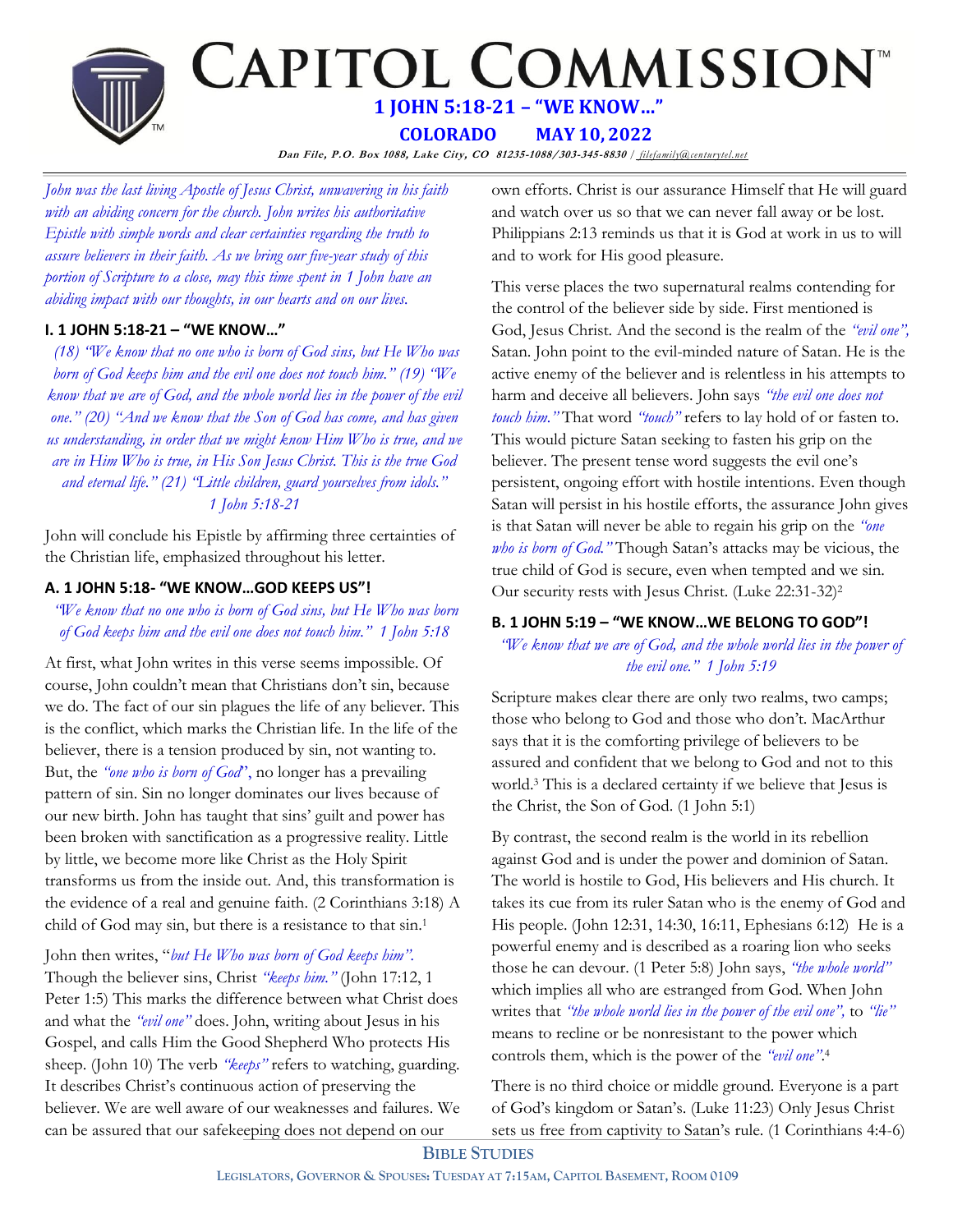# Capitol Commission

## 1 JOHN 5:18-21 – "WE KNOW…"

**COLORADO MAY 10, 2022**

*Dan File, P.O. Box 1088, Lake City, CO 81235-1088/303-345-8830 / filefamily@centurytel.net*

*John was the last living Apostle of Jesus Christ, unwavering in his faith with an abiding concern for the church. John writes his authoritative Epistle with simple words and clear certainties regarding the truth to assure believers in their faith. As we bring our five-year study of this portion of Scripture to a close, may this time spent in 1 John have an abiding impact with our thoughts, in our hearts and on our lives.*

### I. 1 JOHN 5:18-21 – "WE KNOW…"

*(18) "We know that no one who is born of God sins, but He Who was born of God keeps him and the evil one does not touch him." (19) "We know that we are of God, and the whole world lies in the power of the evil one." (20) "And we know that the Son of God has come, and has given us understanding, in order that we might know Him Who is true, and we are in Him Who is true, in His Son Jesus Christ. This is the true God and eternal life." (21) "Little children, guard yourselves from idols." 1 John 5:18-21*

John will conclude his Epistle by affirming three certainties of the Christian life, emphasized throughout his letter.

### A. 1 JOHN 5:18- "WE KNOW…GOD KEEPS US"!

*"We know that no one who is born of God sins, but He Who was born of God keeps him and the evil one does not touch him." 1 John 5:18*

At first, what John writes in this verse seems impossible. Of course, John couldn't mean that Christians don't sin, because we do. The fact of our sin plagues the life of any believer. This is the conflict, which marks the Christian life. In the life of the believer, there is a tension produced by sin, not wanting to. But, the *"one who is born of God*", no longer has a prevailing pattern of sin. Sin no longer dominates our lives because of our new birth. John has taught that sins' guilt and power has been broken with sanctification as a progressive reality. Little by little, we become more like Christ as the Holy Spirit transforms us from the inside out. And, this transformation is the evidence of a real and genuine faith. (2 Corinthians 3:18) A child of God may sin, but there is a resistance to that sin.[1]

John then writes, "*but He Who was born of God keeps him".* Though the believer sins, Christ *"keeps him."* (John 17:12, 1 Peter 1:5) This marks the difference between what Christ does and what the *"evil one"* does. John, writing about Jesus in his Gospel, and calls Him the Good Shepherd Who protects His sheep. (John 10) The verb *"keeps"* refers to watching, guarding. It describes Christ's continuous action of preserving the believer. We are well aware of our weaknesses and failures. We can be assured that our safekeeping does not depend on our own efforts. Christ is our assurance Himself that He will guard and watch over us so that we can never fall away or be lost. Philippians 2:13 reminds us that it is God at work in us to will and to work for His good pleasure.

This verse places the two supernatural realms contending for the control of the believer side by side. First mentioned is God, Jesus Christ. And the second is the realm of the *"evil one",* Satan. John point to the evil-minded nature of Satan. He is the active enemy of the believer and is relentless in his attempts to harm and deceive all believers. John says *"the evil one does not touch him."* That word *"touch"* refers to lay hold of or fasten to. This would picture Satan seeking to fasten his grip on the believer. The present tense word suggests the evil one's persistent, ongoing effort with hostile intentions. Even though Satan will persist in his hostile efforts, the assurance John gives is that Satan will never be able to regain his grip on the *"one who is born of God."* Though Satan's attacks may be vicious, the true child of God is secure, even when tempted and we sin. Our security rests with Jesus Christ. (Luke 22:31-32)[2]

### B. 1 JOHN 5:19 – "WE KNOW…WE BELONG TO GOD"!

*"We know that we are of God, and the whole world lies in the power of the evil one." 1 John 5:19*

Scripture makes clear there are only two realms, two camps; those who belong to God and those who don't. MacArthur says that it is the comforting privilege of believers to be assured and confident that we belong to God and not to this world.[3] This is a declared certainty if we believe that Jesus is the Christ, the Son of God. (1 John 5:1)

By contrast, the second realm is the world in its rebellion against God and is under the power and dominion of Satan. The world is hostile to God, His believers and His church. It takes its cue from its ruler Satan who is the enemy of God and His people. (John 12:31, 14:30, 16:11, Ephesians 6:12) He is a powerful enemy and is described as a roaring lion who seeks those he can devour. (1 Peter 5:8) John says, *"the whole world"* which implies all who are estranged from God. When John writes that *"the whole world lies in the power of the evil one",* to *"lie"* means to recline or be nonresistant to the power which controls them, which is the power of the *"evil one"*.[4]

There is no third choice or middle ground. Everyone is a part of God's kingdom or Satan's. (Luke 11:23) Only Jesus Christ sets us free from captivity to Satan's rule. (1 Corinthians 4:4-6)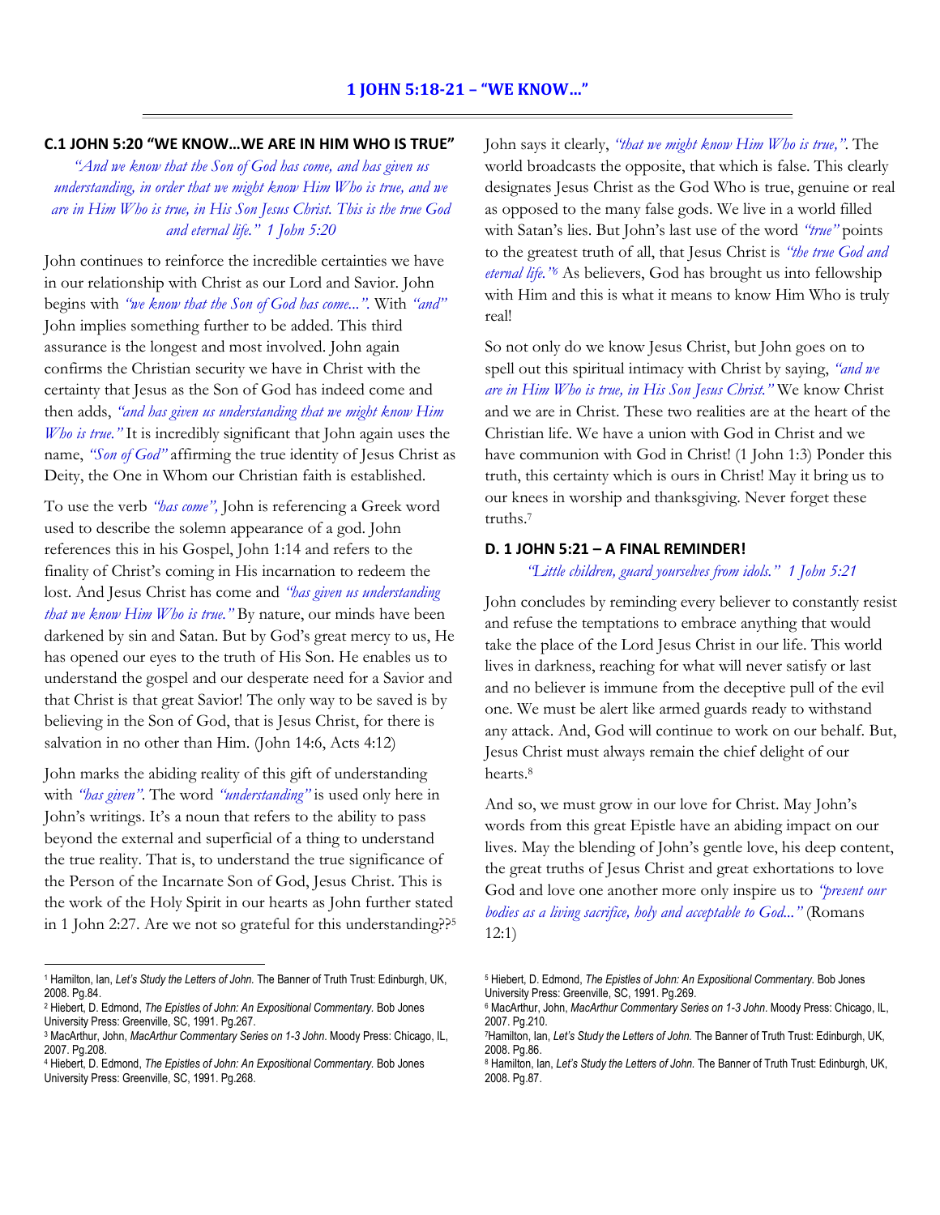# 1 JOHN 5:18-21 – "WE KNOW…"

## C.1 JOHN 5:20 "WE KNOW…WE ARE IN HIM WHO IS TRUE"

*"And we know that the Son of God has come, and has given us understanding, in order that we might know Him Who is true, and we are in Him Who is true, in His Son Jesus Christ. This is the true God and eternal life." 1 John 5:20*

John continues to reinforce the incredible certainties we have in our relationship with Christ as our Lord and Savior. John begins with *"we know that the Son of God has come…"*. With *"and"* John implies something further to be added. This third assurance is the longest and most involved. John again confirms the Christian security we have in Christ with the certainty that Jesus as the Son of God has indeed come and then adds, *"and has given us understanding that we might know Him Who is true."* It is incredibly significant that John again uses the name, *"Son of God"* affirming the true identity of Jesus Christ as Deity, the One in Whom our Christian faith is established.

To use the verb *"has come",* John is referencing a Greek word used to describe the solemn appearance of a god. John references this in his Gospel, John 1:14 and refers to the finality of Christ's coming in His incarnation to redeem the lost. And Jesus Christ has come and *"has given us understanding that we know Him Who is true."* By nature, our minds have been darkened by sin and Satan. But by God's great mercy to us, He has opened our eyes to the truth of His Son. He enables us to understand the gospel and our desperate need for a Savior and that Christ is that great Savior! The only way to be saved is by believing in the Son of God, that is Jesus Christ, for there is salvation in no other than Him. (John 14:6, Acts 4:12)

John marks the abiding reality of this gift of understanding with *"has given"*. The word *"understanding"* is used only here in John's writings. It's a noun that refers to the ability to pass beyond the external and superficial of a thing to understand the true reality. That is, to understand the true significance of the Person of the Incarnate Son of God, Jesus Christ. This is the work of the Holy Spirit in our hearts as John further stated in 1 John 2:27. Are we not so grateful for this understanding??[5]

John says it clearly, *"that we might know Him Who is true,"*. The world broadcasts the opposite, that which is false. This clearly designates Jesus Christ as the God Who is true, genuine or real as opposed to the many false gods. We live in a world filled with Satan's lies. But John's last use of the word *"true"* points to the greatest truth of all, that Jesus Christ is *"the true God and eternal life."*[6] As believers, God has brought us into fellowship with Him and this is what it means to know Him Who is truly real!

So not only do we know Jesus Christ, but John goes on to spell out this spiritual intimacy with Christ by saying, *"and we are in Him Who is true, in His Son Jesus Christ."* We know Christ and we are in Christ. These two realities are at the heart of the Christian life. We have a union with God in Christ and we have communion with God in Christ! (1 John 1:3) Ponder this truth, this certainty which is ours in Christ! May it bring us to our knees in worship and thanksgiving. Never forget these truths.[7]

## D. 1 JOHN 5:21 – A FINAL REMINDER!

*"Little children, guard yourselves from idols." 1 John 5:21*

John concludes by reminding every believer to constantly resist and refuse the temptations to embrace anything that would take the place of the Lord Jesus Christ in our life. This world lives in darkness, reaching for what will never satisfy or last and no believer is immune from the deceptive pull of the evil one. We must be alert like armed guards ready to withstand any attack. And, God will continue to work on our behalf. But, Jesus Christ must always remain the chief delight of our hearts.[8]

And so, we must grow in our love for Christ. May John's words from this great Epistle have an abiding impact on our lives. May the blending of John's gentle love, his deep content, the great truths of Jesus Christ and great exhortations to love God and love one another more only inspire us to *"present our bodies as a living sacrifice, holy and acceptable to God…"* (Romans 12:1)

---

[1] Hamilton, Ian, *Let's Study the Letters of John.* The Banner of Truth Trust: Edinburgh, UK, 2008. Pg.84.

[2] Hiebert, D. Edmond, *The Epistles of John: An Expositional Commentary.* Bob Jones University Press: Greenville, SC, 1991. Pg.267.

[3] MacArthur, John, *MacArthur Commentary Series on 1-3 John.* Moody Press: Chicago, IL, 2007. Pg.208.

[4] Hiebert, D. Edmond, *The Epistles of John: An Expositional Commentary.* Bob Jones University Press: Greenville, SC, 1991. Pg.268.

[5] Hiebert, D. Edmond, *The Epistles of John: An Expositional Commentary.* Bob Jones University Press: Greenville, SC, 1991. Pg.269.

[6] MacArthur, John, *MacArthur Commentary Series on 1-3 John.* Moody Press: Chicago, IL, 2007. Pg.210.

[7] Hamilton, Ian, *Let's Study the Letters of John.* The Banner of Truth Trust: Edinburgh, UK, 2008. Pg.86.

[8] Hamilton, Ian, *Let's Study the Letters of John.* The Banner of Truth Trust: Edinburgh, UK, 2008. Pg.87.